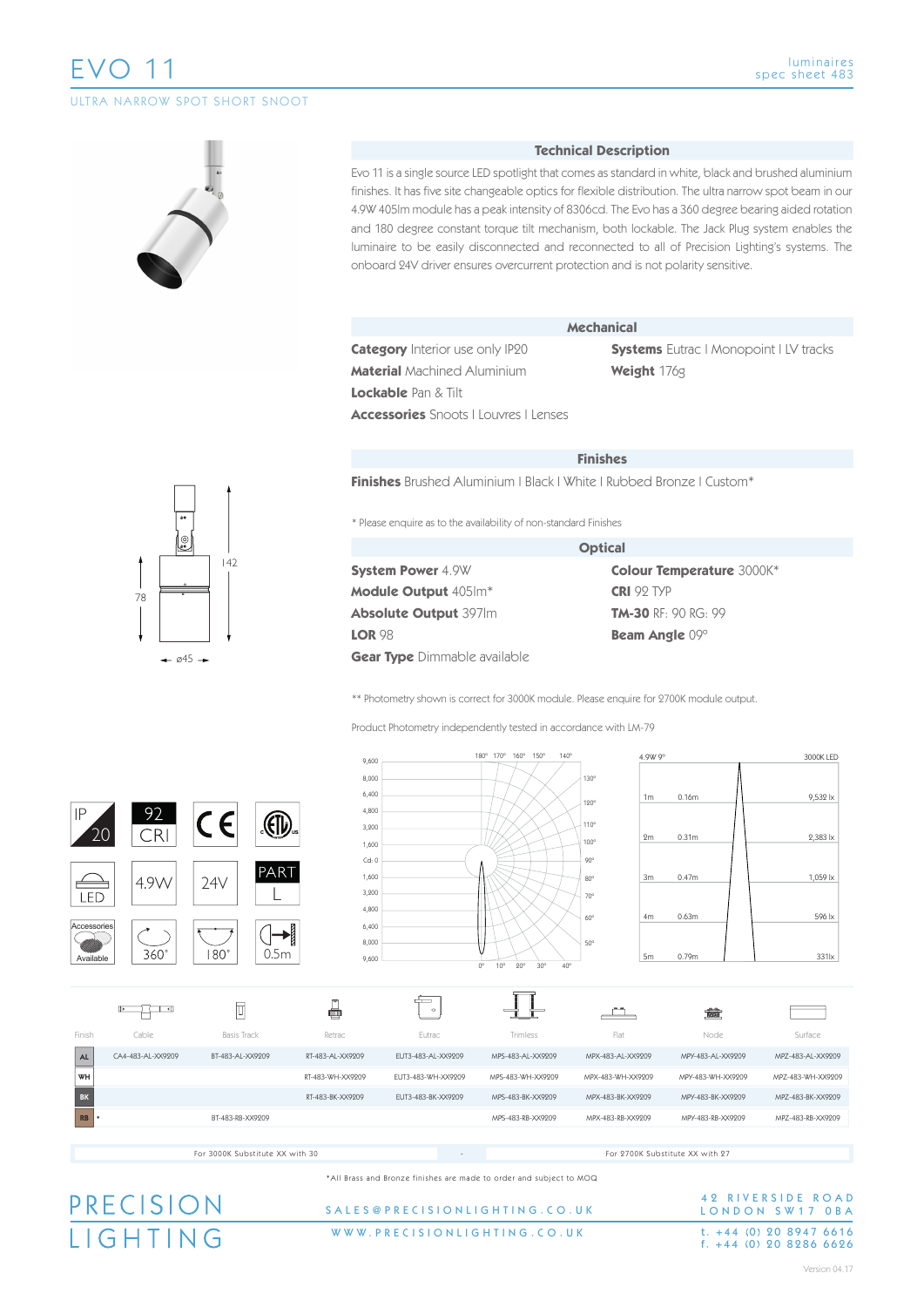# EVO 11

ULTRA NARROW SPOT SHORT SNOOT

luminaires
spec sheet 483

## Technical Description

Evo 11 is a single source LED spotlight that comes as standard in white, black and brushed aluminium finishes. It has five site changeable optics for flexible distribution. The ultra narrow spot beam in our 4.9W 405lm module has a peak intensity of 8306cd. The Evo has a 360 degree bearing aided rotation and 180 degree constant torque tilt mechanism, both lockable. The Jack Plug system enables the luminaire to be easily disconnected and reconnected to all of Precision Lighting's systems. The onboard 24V driver ensures overcurrent protection and is not polarity sensitive.

## Mechanical

**Category** Interior use only IP20
**Material** Machined Aluminium
**Lockable** Pan & Tilt
**Accessories** Snoots I Louvres I Lenses
**Systems** Eutrac I Monopoint I LV tracks
**Weight** 176g

## Finishes

**Finishes** Brushed Aluminium I Black I White I Rubbed Bronze I Custom*

\* Please enquire as to the availability of non-standard Finishes

## Optical

**System Power** 4.9W
**Module Output** 405lm*
**Absolute Output** 397lm
**LOR** 98
**Gear Type** Dimmable available
**Colour Temperature** 3000K*
**CRI** 92 TYP
**TM-30** RF: 90 RG: 99
**Beam Angle** 09°

** Photometry shown is correct for 3000K module. Please enquire for 2700K module output.

Product Photometry independently tested in accordance with LM-79

Dimensions: 142, 78, ø45

IP 20 | 92 CRI | CE | ETL | LED | 4.9W | 24V | PART L | Accessories Available | 360° | 180° | 0.5m

4.9W 9° — 3000K LED

| Distance | Diameter | Illuminance |
|---|---|---|
| 1m | 0.16m | 9,532 lx |
| 2m | 0.31m | 2,383 lx |
| 3m | 0.47m | 1,059 lx |
| 4m | 0.63m | 596 lx |
| 5m | 0.79m | 331lx |

| Finish | Cable | Basis Track | Retrac | Eutrac | Trimless | Flat | Node | Surface |
|---|---|---|---|---|---|---|---|---|
| AL | CA4-483-AL-XX9209 | BT-483-AL-XX9209 | RT-483-AL-XX9209 | EUT3-483-AL-XX9209 | MPS-483-AL-XX9209 | MPX-483-AL-XX9209 | MPY-483-AL-XX9209 | MPZ-483-AL-XX9209 |
| WH | | | RT-483-WH-XX9209 | EUT3-483-WH-XX9209 | MPS-483-WH-XX9209 | MPX-483-WH-XX9209 | MPY-483-WH-XX9209 | MPZ-483-WH-XX9209 |
| BK | | | RT-483-BK-XX9209 | EUT3-483-BK-XX9209 | MPS-483-BK-XX9209 | MPX-483-BK-XX9209 | MPY-483-BK-XX9209 | MPZ-483-BK-XX9209 |
| RB * | | BT-483-RB-XX9209 | | | MPS-483-RB-XX9209 | MPX-483-RB-XX9209 | MPY-483-RB-XX9209 | MPZ-483-RB-XX9209 |

For 3000K Substitute XX with 30 - For 2700K Substitute XX with 27

*All Brass and Bronze finishes are made to order and subject to MOQ

PRECISION LIGHTING

SALES@PRECISIONLIGHTING.CO.UK
WWW.PRECISIONLIGHTING.CO.UK

42 RIVERSIDE ROAD
LONDON SW17 0BA
t. +44 (0) 20 8947 6616
f. +44 (0) 20 8286 6626

Version 04.17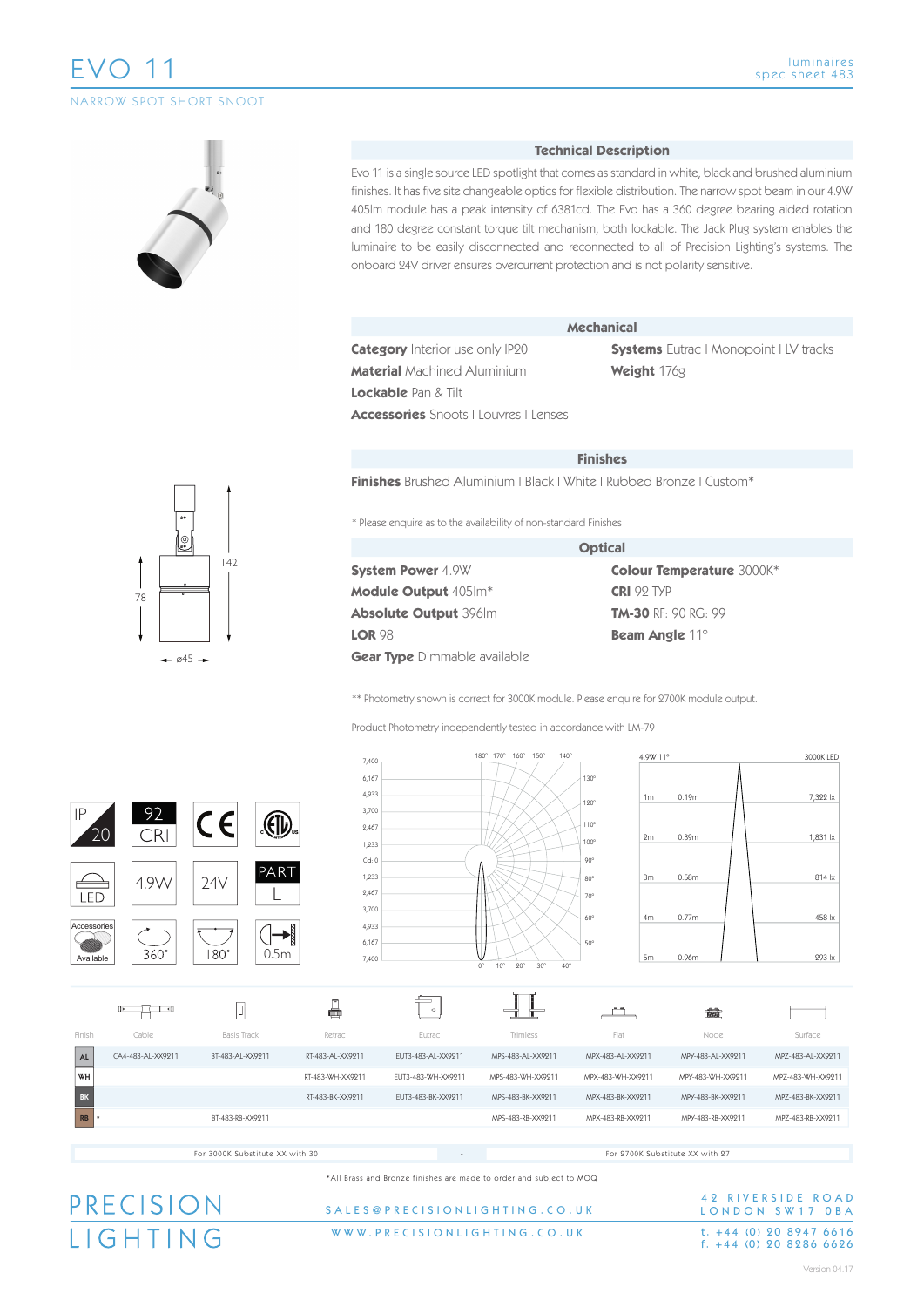# EVO 11

NARROW SPOT SHORT SNOOT

luminaires
spec sheet 483

## Technical Description

Evo 11 is a single source LED spotlight that comes as standard in white, black and brushed aluminium finishes. It has five site changeable optics for flexible distribution. The narrow spot beam in our 4.9W 405lm module has a peak intensity of 6381cd. The Evo has a 360 degree bearing aided rotation and 180 degree constant torque tilt mechanism, both lockable. The Jack Plug system enables the luminaire to be easily disconnected and reconnected to all of Precision Lighting's systems. The onboard 24V driver ensures overcurrent protection and is not polarity sensitive.

## Mechanical

**Category** Interior use only IP20
**Material** Machined Aluminium
**Lockable** Pan & Tilt
**Accessories** Snoots | Louvres | Lenses
**Systems** Eutrac | Monopoint | LV tracks
**Weight** 176g

## Finishes

**Finishes** Brushed Aluminium | Black | White | Rubbed Bronze | Custom*

* Please enquire as to the availability of non-standard Finishes

## Optical

**System Power** 4.9W
**Module Output** 405lm*
**Absolute Output** 396lm
**LOR** 98
**Gear Type** Dimmable available
**Colour Temperature** 3000K*
**CRI** 92 TYP
**TM-30** RF: 90 RG: 99
**Beam Angle** 11°

** Photometry shown is correct for 3000K module. Please enquire for 2700K module output.

Product Photometry independently tested in accordance with LM-79

142 | 78 | ø45

IP 20 | 92 CRI | CE | ETL | LED | 4.9W | 24V | PART L | Accessories Available | 360° | 180° | 0.5m

4.9W 11° — 3000K LED

| Distance | Diameter | Illuminance |
|---|---|---|
| 1m | 0.19m | 7,322 lx |
| 2m | 0.39m | 1,831 lx |
| 3m | 0.58m | 814 lx |
| 4m | 0.77m | 458 lx |
| 5m | 0.96m | 293 lx |

| Finish | Cable | Basis Track | Retrac | Eutrac | Trimless | Flat | Node | Surface |
|---|---|---|---|---|---|---|---|---|
| AL | CA4-483-AL-XX9211 | BT-483-AL-XX9211 | RT-483-AL-XX9211 | EUT3-483-AL-XX9211 | MPS-483-AL-XX9211 | MPX-483-AL-XX9211 | MPY-483-AL-XX9211 | MPZ-483-AL-XX9211 |
| WH | | | RT-483-WH-XX9211 | EUT3-483-WH-XX9211 | MPS-483-WH-XX9211 | MPX-483-WH-XX9211 | MPY-483-WH-XX9211 | MPZ-483-WH-XX9211 |
| BK | | | RT-483-BK-XX9211 | EUT3-483-BK-XX9211 | MPS-483-BK-XX9211 | MPX-483-BK-XX9211 | MPY-483-BK-XX9211 | MPZ-483-BK-XX9211 |
| RB * | | BT-483-RB-XX9211 | | | MPS-483-RB-XX9211 | MPX-483-RB-XX9211 | MPY-483-RB-XX9211 | MPZ-483-RB-XX9211 |

For 3000K Substitute XX with 30 - For 2700K Substitute XX with 27

*All Brass and Bronze finishes are made to order and subject to MOQ

PRECISION LIGHTING

SALES@PRECISIONLIGHTING.CO.UK
WWW.PRECISIONLIGHTING.CO.UK

42 RIVERSIDE ROAD
LONDON SW17 0BA
t. +44 (0) 20 8947 6616
f. +44 (0) 20 8286 6626

Version 04.17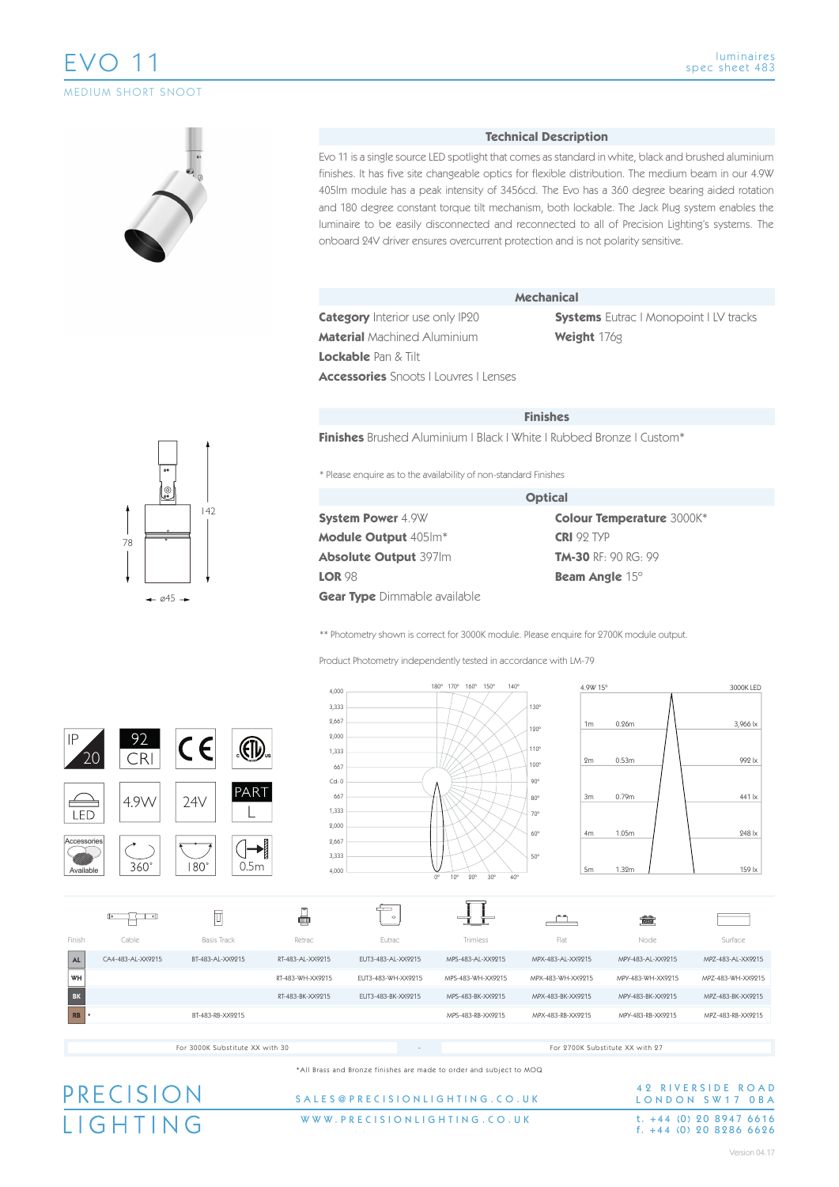# EVO 11

MEDIUM SHORT SNOOT

luminaires
spec sheet 483

## Technical Description

Evo 11 is a single source LED spotlight that comes as standard in white, black and brushed aluminium finishes. It has five site changeable optics for flexible distribution. The medium beam in our 4.9W 405lm module has a peak intensity of 3456cd. The Evo has a 360 degree bearing aided rotation and 180 degree constant torque tilt mechanism, both lockable. The Jack Plug system enables the luminaire to be easily disconnected and reconnected to all of Precision Lighting's systems. The onboard 24V driver ensures overcurrent protection and is not polarity sensitive.

## Mechanical

**Category** Interior use only IP20

**Material** Machined Aluminium

**Lockable** Pan & Tilt

**Accessories** Snoots I Louvres I Lenses

**Systems** Eutrac I Monopoint I LV tracks

**Weight** 176g

## Finishes

**Finishes** Brushed Aluminium I Black I White I Rubbed Bronze I Custom*

* Please enquire as to the availability of non-standard Finishes

## Optical

**System Power** 4.9W

**Module Output** 405lm*

**Absolute Output** 397lm

**LOR** 98

**Gear Type** Dimmable available

**Colour Temperature** 3000K*

**CRI** 92 TYP

**TM-30** RF: 90 RG: 99

**Beam Angle** 15°

** Photometry shown is correct for 3000K module. Please enquire for 2700K module output.

Product Photometry independently tested in accordance with LM-79

142 | 78 | ø45

IP 20 | 92 CRI | CE | ETL | LED | 4.9W | 24V | PART L | Accessories Available | 360° | 180° | 0.5m

4.9W 15° — 3000K LED

| Distance | Diameter | Illuminance |
|---|---|---|
| 1m | 0.26m | 3,966 lx |
| 2m | 0.53m | 992 lx |
| 3m | 0.79m | 441 lx |
| 4m | 1.05m | 248 lx |
| 5m | 1.32m | 159 lx |

| Finish | Cable | Basis Track | Retrac | Eutrac | Trimless | Flat | Node | Surface |
|---|---|---|---|---|---|---|---|---|
| AL | CA4-483-AL-XX9215 | BT-483-AL-XX9215 | RT-483-AL-XX9215 | EUT3-483-AL-XX9215 | MPS-483-AL-XX9215 | MPX-483-AL-XX9215 | MPY-483-AL-XX9215 | MPZ-483-AL-XX9215 |
| WH | | | RT-483-WH-XX9215 | EUT3-483-WH-XX9215 | MPS-483-WH-XX9215 | MPX-483-WH-XX9215 | MPY-483-WH-XX9215 | MPZ-483-WH-XX9215 |
| BK | | | RT-483-BK-XX9215 | EUT3-483-BK-XX9215 | MPS-483-BK-XX9215 | MPX-483-BK-XX9215 | MPY-483-BK-XX9215 | MPZ-483-BK-XX9215 |
| RB * | | BT-483-RB-XX9215 | | | MPS-483-RB-XX9215 | MPX-483-RB-XX9215 | MPY-483-RB-XX9215 | MPZ-483-RB-XX9215 |

For 3000K Substitute XX with 30 - For 2700K Substitute XX with 27

*All Brass and Bronze finishes are made to order and subject to MOQ

PRECISION LIGHTING

SALES@PRECISIONLIGHTING.CO.UK

WWW.PRECISIONLIGHTING.CO.UK

42 RIVERSIDE ROAD
LONDON SW17 0BA

t. +44 (0) 20 8947 6616
f. +44 (0) 20 8286 6626

Version 04.17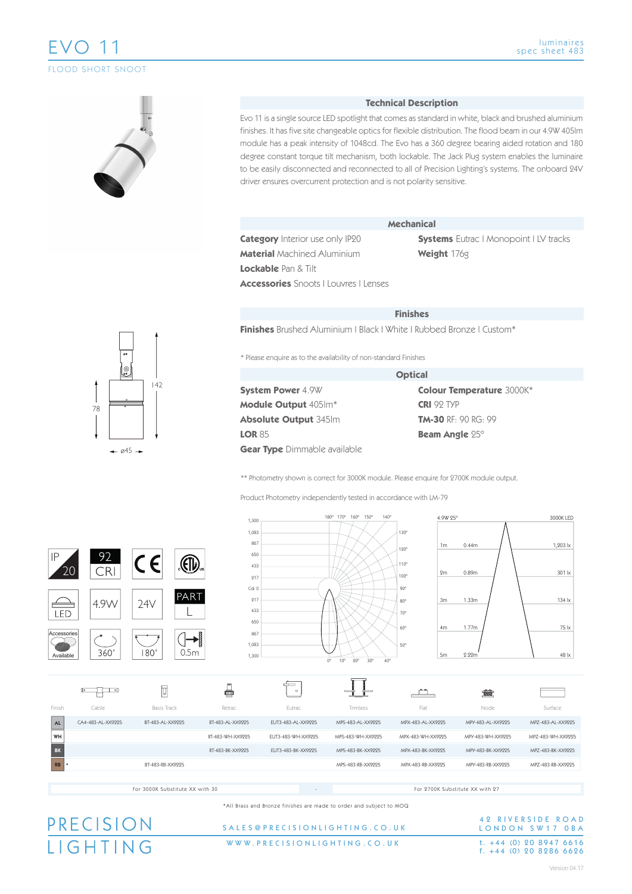# EVO 11

FLOOD SHORT SNOOT

luminaires
spec sheet 483

## Technical Description

Evo 11 is a single source LED spotlight that comes as standard in white, black and brushed aluminium finishes. It has five site changeable optics for flexible distribution. The flood beam in our 4.9W 405lm module has a peak intensity of 1048cd. The Evo has a 360 degree bearing aided rotation and 180 degree constant torque tilt mechanism, both lockable. The Jack Plug system enables the luminaire to be easily disconnected and reconnected to all of Precision Lighting's systems. The onboard 24V driver ensures overcurrent protection and is not polarity sensitive.

## Mechanical

**Category** Interior use only IP20
**Material** Machined Aluminium
**Lockable** Pan & Tilt
**Accessories** Snoots | Louvres | Lenses
**Systems** Eutrac | Monopoint | LV tracks
**Weight** 176g

## Finishes

**Finishes** Brushed Aluminium | Black | White | Rubbed Bronze | Custom*

* Please enquire as to the availability of non-standard Finishes

## Optical

**System Power** 4.9W
**Module Output** 405lm*
**Absolute Output** 345lm
**LOR** 85
**Gear Type** Dimmable available
**Colour Temperature** 3000K*
**CRI** 92 TYP
**TM-30** RF: 90 RG: 99
**Beam Angle** 25°

** Photometry shown is correct for 3000K module. Please enquire for 2700K module output.

Product Photometry independently tested in accordance with LM-79

142
78
ø45

IP 20 | 92 CRI | CE | ETL
LED | 4.9W | 24V | PART L
Accessories Available | 360° | 180° | 0.5m

4.9W 25° — 3000K LED

| Distance | Diameter | Illuminance |
|---|---|---|
| 1m | 0.44m | 1,203 lx |
| 2m | 0.89m | 301 lx |
| 3m | 1.33m | 134 lx |
| 4m | 1.77m | 75 lx |
| 5m | 2.22m | 48 lx |

| Finish | Cable | Basis Track | Retrac | Eutrac | Trimless | Flat | Node | Surface |
|---|---|---|---|---|---|---|---|---|
| AL | CA4-483-AL-XX9225 | BT-483-AL-XX9225 | RT-483-AL-XX9225 | EUT3-483-AL-XX9225 | MPS-483-AL-XX9225 | MPX-483-AL-XX9225 | MPY-483-AL-XX9225 | MPZ-483-AL-XX9225 |
| WH | | | RT-483-WH-XX9225 | EUT3-483-WH-XX9225 | MPS-483-WH-XX9225 | MPX-483-WH-XX9225 | MPY-483-WH-XX9225 | MPZ-483-WH-XX9225 |
| BK | | | RT-483-BK-XX9225 | EUT3-483-BK-XX9225 | MPS-483-BK-XX9225 | MPX-483-BK-XX9225 | MPY-483-BK-XX9225 | MPZ-483-BK-XX9225 |
| RB * | | BT-483-RB-XX9225 | | | MPS-483-RB-XX9225 | MPX-483-RB-XX9225 | MPY-483-RB-XX9225 | MPZ-483-RB-XX9225 |

For 3000K Substitute XX with 30 - For 2700K Substitute XX with 27

*All Brass and Bronze finishes are made to order and subject to MOQ

PRECISION LIGHTING

SALES@PRECISIONLIGHTING.CO.UK
WWW.PRECISIONLIGHTING.CO.UK

42 RIVERSIDE ROAD
LONDON SW17 0BA
t. +44 (0) 20 8947 6616
f. +44 (0) 20 8286 6626

Version 04.17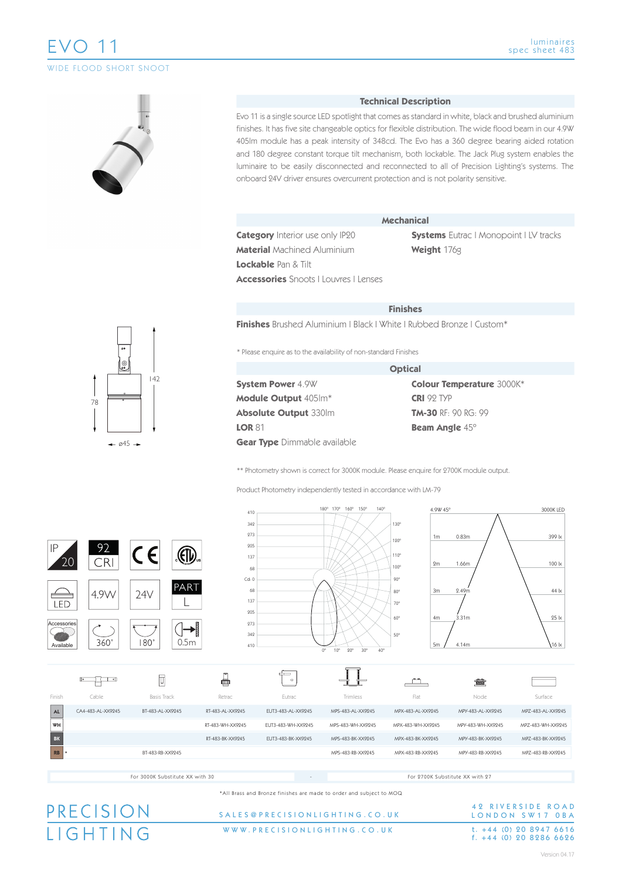# EVO 11

WIDE FLOOD SHORT SNOOT

luminaires
spec sheet 483

## Technical Description

Evo 11 is a single source LED spotlight that comes as standard in white, black and brushed aluminium finishes. It has five site changeable optics for flexible distribution. The wide flood beam in our 4.9W 405lm module has a peak intensity of 348cd. The Evo has a 360 degree bearing aided rotation and 180 degree constant torque tilt mechanism, both lockable. The Jack Plug system enables the luminaire to be easily disconnected and reconnected to all of Precision Lighting's systems. The onboard 24V driver ensures overcurrent protection and is not polarity sensitive.

## Mechanical

**Category** Interior use only IP20
**Material** Machined Aluminium
**Lockable** Pan & Tilt
**Accessories** Snoots I Louvres I Lenses
**Systems** Eutrac I Monopoint I LV tracks
**Weight** 176g

## Finishes

**Finishes** Brushed Aluminium I Black I White I Rubbed Bronze I Custom*

* Please enquire as to the availability of non-standard Finishes

## Optical

**System Power** 4.9W
**Module Output** 405lm*
**Absolute Output** 330lm
**LOR** 81
**Gear Type** Dimmable available
**Colour Temperature** 3000K*
**CRI** 92 TYP
**TM-30** RF: 90 RG: 99
**Beam Angle** 45°

** Photometry shown is correct for 3000K module. Please enquire for 2700K module output.

Product Photometry independently tested in accordance with LM-79

142
78
ø45

IP 20
92 CRI
4.9W
24V
PART L
LED
Accessories Available
360°
180°
0.5m

180° 170° 160° 150° 140°
410 342 273 205 137 68 Cd: 0 68 137 205 273 342 410
130° 120° 110° 100° 90° 80° 70° 60° 50°
0° 10° 20° 30° 40°

4.9W 45°
3000K LED
1m 0.83m 399 lx
2m 1.66m 100 lx
3m 2.49m 44 lx
4m 3.31m 25 lx
5m 4.14m 16 lx

| Finish | Cable | Basis Track | Retrac | Eutrac | Trimless | Flat | Node | Surface |
|---|---|---|---|---|---|---|---|---|
| AL | CA4-483-AL-XX9245 | BT-483-AL-XX9245 | RT-483-AL-XX9245 | EUT3-483-AL-XX9245 | MPS-483-AL-XX9245 | MPX-483-AL-XX9245 | MPY-483-AL-XX9245 | MPZ-483-AL-XX9245 |
| WH | | | RT-483-WH-XX9245 | EUT3-483-WH-XX9245 | MPS-483-WH-XX9245 | MPX-483-WH-XX9245 | MPY-483-WH-XX9245 | MPZ-483-WH-XX9245 |
| BK | | | RT-483-BK-XX9245 | EUT3-483-BK-XX9245 | MPS-483-BK-XX9245 | MPX-483-BK-XX9245 | MPY-483-BK-XX9245 | MPZ-483-BK-XX9245 |
| RB * | | BT-483-RB-XX9245 | | | MPS-483-RB-XX9245 | MPX-483-RB-XX9245 | MPY-483-RB-XX9245 | MPZ-483-RB-XX9245 |

For 3000K Substitute XX with 30 - For 2700K Substitute XX with 27

*All Brass and Bronze finishes are made to order and subject to MOQ

PRECISION LIGHTING

SALES@PRECISIONLIGHTING.CO.UK
WWW.PRECISIONLIGHTING.CO.UK

42 RIVERSIDE ROAD
LONDON SW17 0BA
t. +44 (0) 20 8947 6616
f. +44 (0) 20 8286 6626

Version 04.17